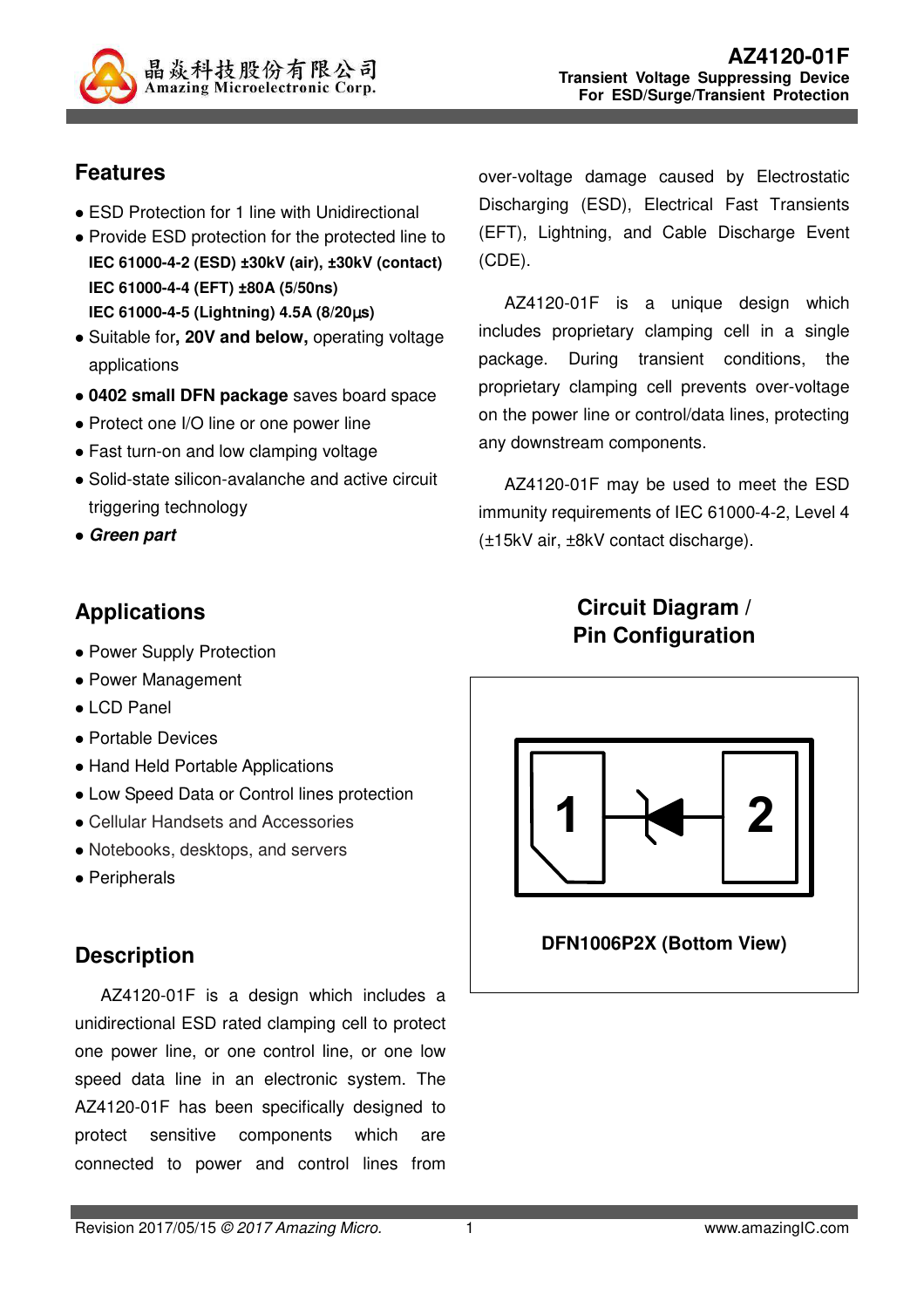# AZ4120-01F

**Transient Voltage Suppressing Device For ESD/Surge/Transient Protection**

## Features

- ESD Protection for 1 line with Unidirectional
- Provide ESD protection for the protected line to **IEC 61000-4-2 (ESD) ±30kV (air), ±30kV (contact)** **IEC 61000-4-4 (EFT) ±80A (5/50ns)** **IEC 61000-4-5 (Lightning) 4.5A (8/20µs)**
- Suitable for**, 20V and below,** operating voltage applications
- **0402 small DFN package** saves board space
- Protect one I/O line or one power line
- Fast turn-on and low clamping voltage
- Solid-state silicon-avalanche and active circuit triggering technology
- ***Green part***

## Applications

- Power Supply Protection
- Power Management
- LCD Panel
- Portable Devices
- Hand Held Portable Applications
- Low Speed Data or Control lines protection
- Cellular Handsets and Accessories
- Notebooks, desktops, and servers
- Peripherals

## Description

AZ4120-01F is a design which includes a unidirectional ESD rated clamping cell to protect one power line, or one control line, or one low speed data line in an electronic system. The AZ4120-01F has been specifically designed to protect sensitive components which are connected to power and control lines from over-voltage damage caused by Electrostatic Discharging (ESD), Electrical Fast Transients (EFT), Lightning, and Cable Discharge Event (CDE).

AZ4120-01F is a unique design which includes proprietary clamping cell in a single package. During transient conditions, the proprietary clamping cell prevents over-voltage on the power line or control/data lines, protecting any downstream components.

AZ4120-01F may be used to meet the ESD immunity requirements of IEC 61000-4-2, Level 4 (±15kV air, ±8kV contact discharge).

## Circuit Diagram / Pin Configuration

1

2

**DFN1006P2X (Bottom View)**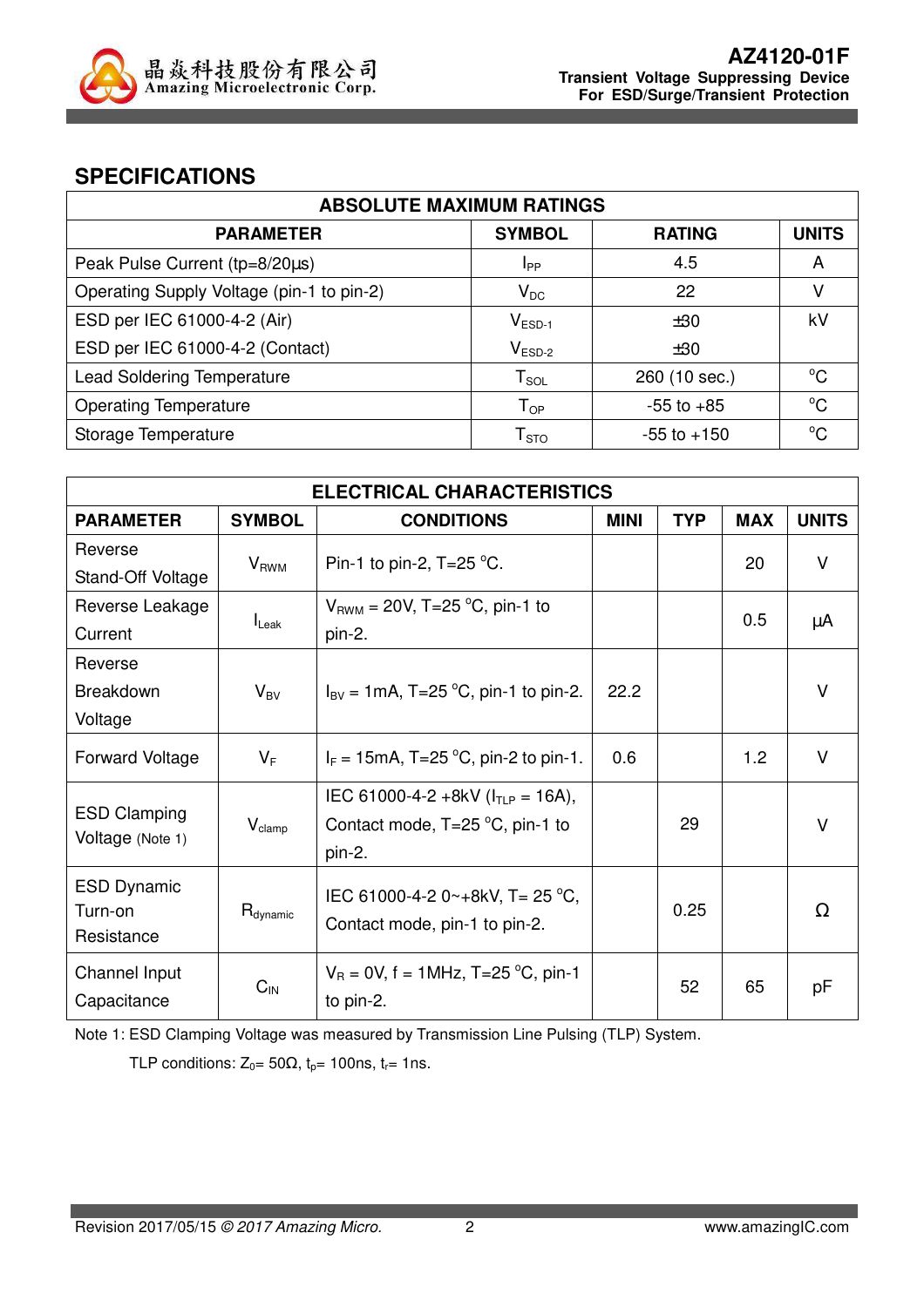## SPECIFICATIONS

| ABSOLUTE MAXIMUM RATINGS | | | |
|---|---|---|---|
| **PARAMETER** | **SYMBOL** | **RATING** | **UNITS** |
| Peak Pulse Current (tp=8/20μs) | $I_{PP}$ | 4.5 | A |
| Operating Supply Voltage (pin-1 to pin-2) | $V_{DC}$ | 22 | V |
| ESD per IEC 61000-4-2 (Air)<br>ESD per IEC 61000-4-2 (Contact) | $V_{ESD-1}$<br>$V_{ESD-2}$ | ±30<br>±30 | kV |
| Lead Soldering Temperature | $T_{SOL}$ | 260 (10 sec.) | °C |
| Operating Temperature | $T_{OP}$ | -55 to +85 | °C |
| Storage Temperature | $T_{STO}$ | -55 to +150 | °C |

| ELECTRICAL CHARACTERISTICS | | | | | | |
|---|---|---|---|---|---|---|
| **PARAMETER** | **SYMBOL** | **CONDITIONS** | **MINI** | **TYP** | **MAX** | **UNITS** |
| Reverse Stand-Off Voltage | $V_{RWM}$ | Pin-1 to pin-2, T=25 °C. | | | 20 | V |
| Reverse Leakage Current | $I_{Leak}$ | $V_{RWM}$ = 20V, T=25 °C, pin-1 to pin-2. | | | 0.5 | μA |
| Reverse Breakdown Voltage | $V_{BV}$ | $I_{BV}$ = 1mA, T=25 °C, pin-1 to pin-2. | 22.2 | | | V |
| Forward Voltage | $V_F$ | $I_F$ = 15mA, T=25 °C, pin-2 to pin-1. | 0.6 | | 1.2 | V |
| ESD Clamping Voltage (Note 1) | $V_{clamp}$ | IEC 61000-4-2 +8kV ($I_{TLP}$ = 16A), Contact mode, T=25 °C, pin-1 to pin-2. | | 29 | | V |
| ESD Dynamic Turn-on Resistance | $R_{dynamic}$ | IEC 61000-4-2 0~+8kV, T= 25 °C, Contact mode, pin-1 to pin-2. | | 0.25 | | Ω |
| Channel Input Capacitance | $C_{IN}$ | $V_R$ = 0V, f = 1MHz, T=25 °C, pin-1 to pin-2. | | 52 | 65 | pF |

Note 1: ESD Clamping Voltage was measured by Transmission Line Pulsing (TLP) System.

TLP conditions: $Z_0$= 50Ω, $t_p$= 100ns, $t_r$= 1ns.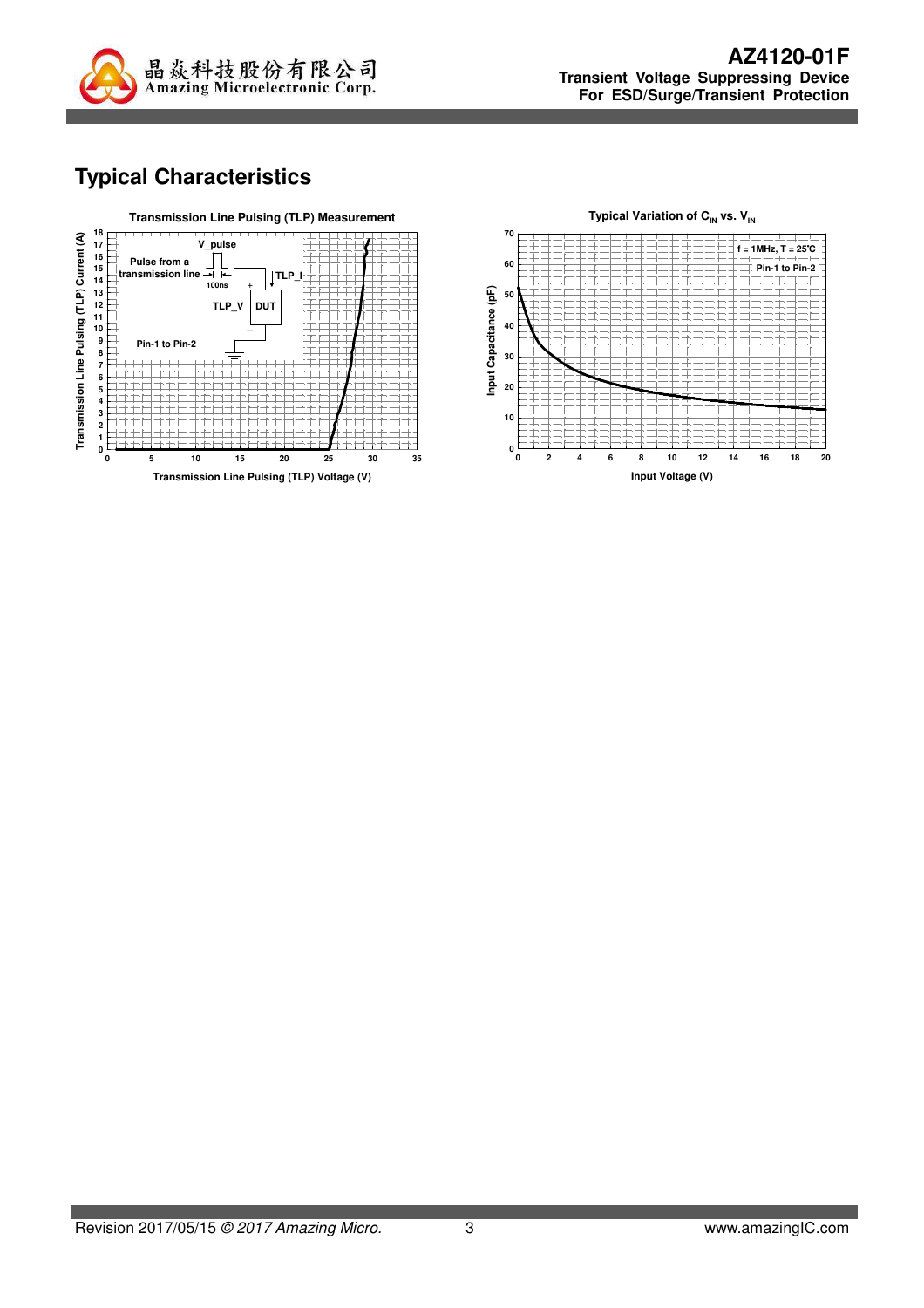## Typical Characteristics

**Transmission Line Pulsing (TLP) Measurement**

**Typical Variation of $C_{IN}$ vs. $V_{IN}$**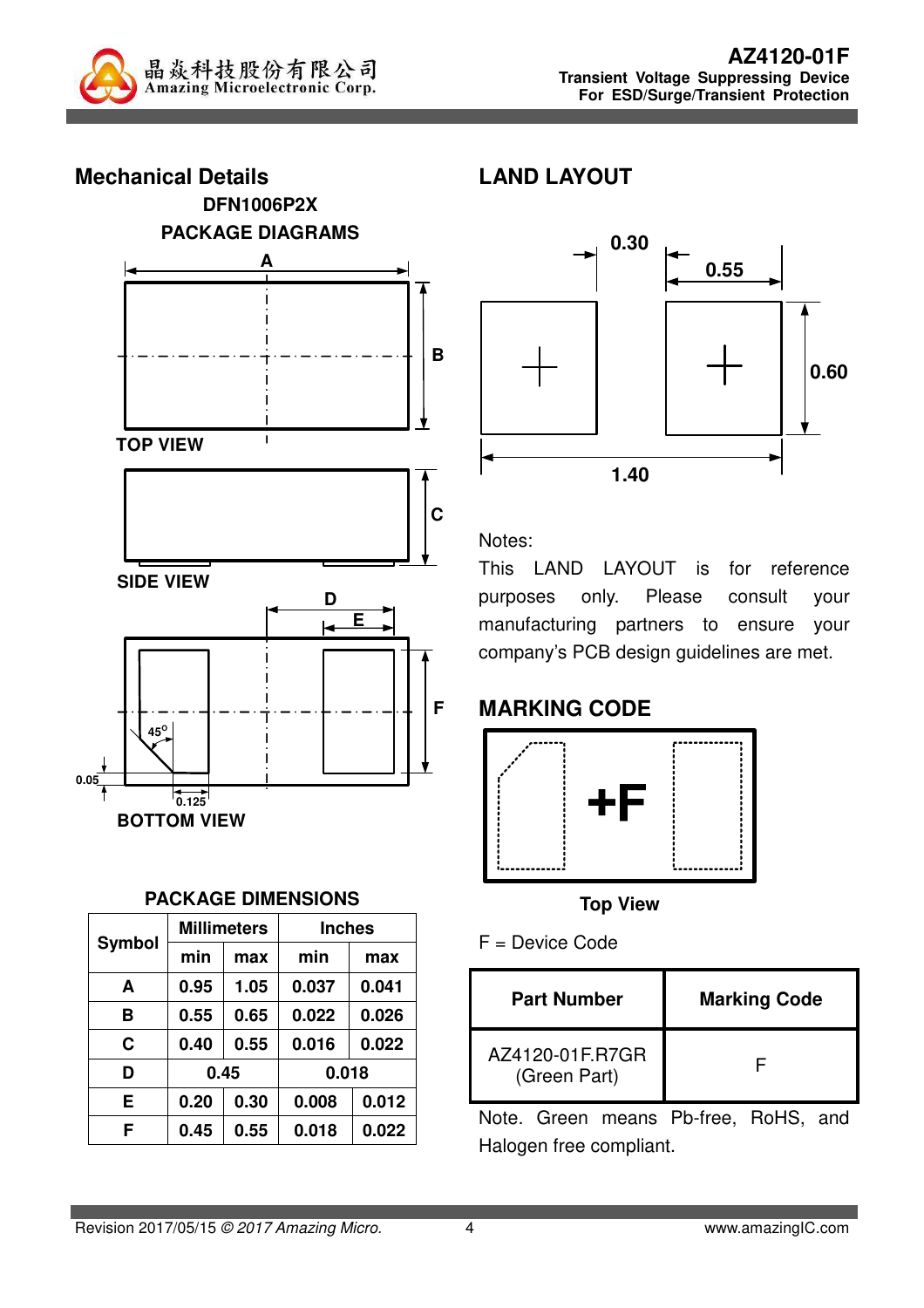## Mechanical Details

**DFN1006P2X**

**PACKAGE DIAGRAMS**

A

B

TOP VIEW

C

SIDE VIEW

D

E

F

45°

0.05

0.125

BOTTOM VIEW

### PACKAGE DIMENSIONS

| Symbol | Millimeters | | Inches | |
|---|---|---|---|---|
| | min | max | min | max |
| A | 0.95 | 1.05 | 0.037 | 0.041 |
| B | 0.55 | 0.65 | 0.022 | 0.026 |
| C | 0.40 | 0.55 | 0.016 | 0.022 |
| D | 0.45 | | 0.018 | |
| E | 0.20 | 0.30 | 0.008 | 0.012 |
| F | 0.45 | 0.55 | 0.018 | 0.022 |

## LAND LAYOUT

0.30

0.55

0.60

1.40

Notes:

This LAND LAYOUT is for reference purposes only. Please consult your manufacturing partners to ensure your company's PCB design guidelines are met.

## MARKING CODE

+F

Top View

F = Device Code

| Part Number | Marking Code |
|---|---|
| AZ4120-01F.R7GR (Green Part) | F |

Note. Green means Pb-free, RoHS, and Halogen free compliant.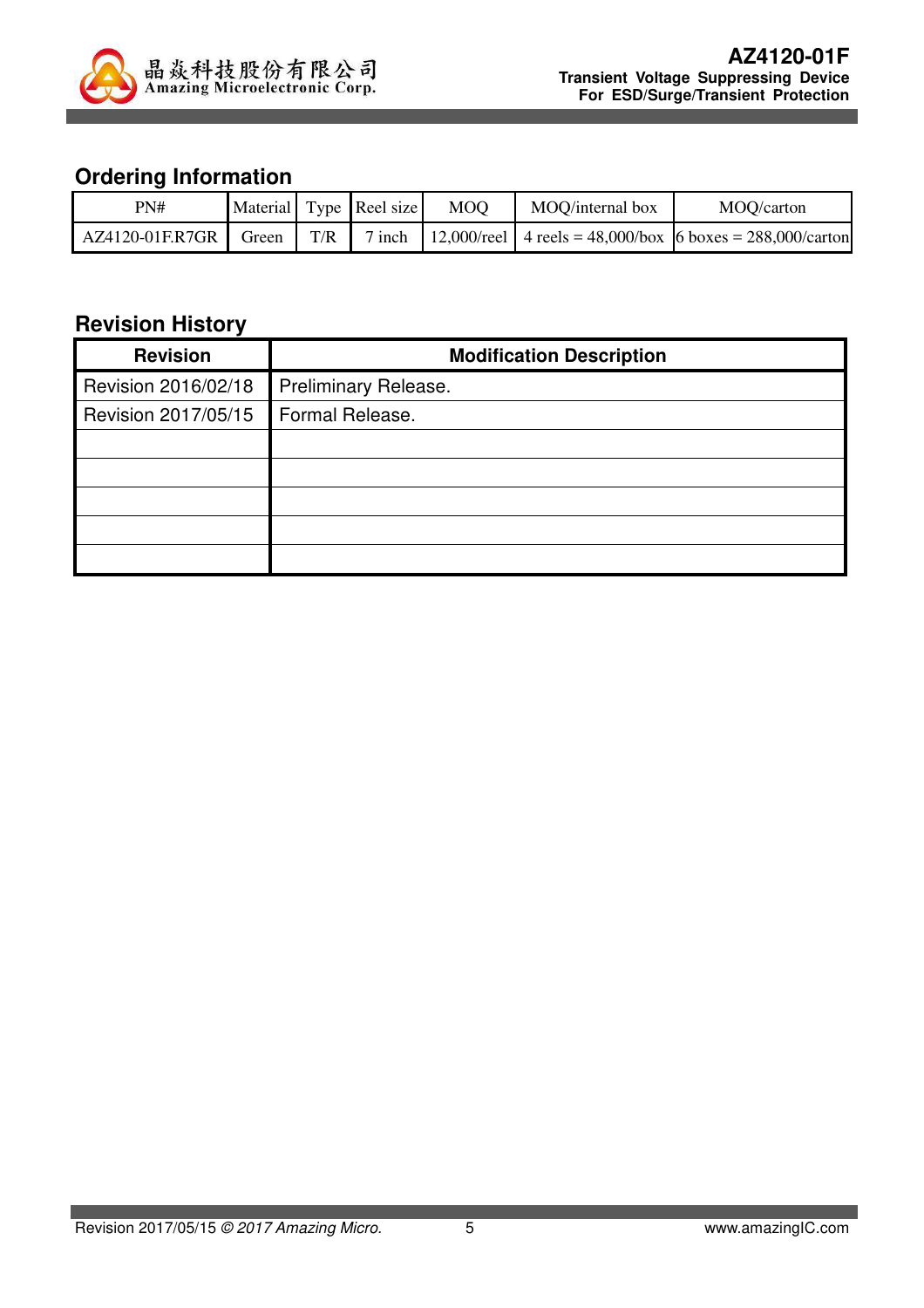## Ordering Information

| PN# | Material | Type | Reel size | MOQ | MOQ/internal box | MOQ/carton |
|---|---|---|---|---|---|---|
| AZ4120-01F.R7GR | Green | T/R | 7 inch | 12,000/reel | 4 reels = 48,000/box | 6 boxes = 288,000/carton |

## Revision History

| Revision | Modification Description |
|---|---|
| Revision 2016/02/18 | Preliminary Release. |
| Revision 2017/05/15 | Formal Release. |
| | |
| | |
| | |
| | |
| | |